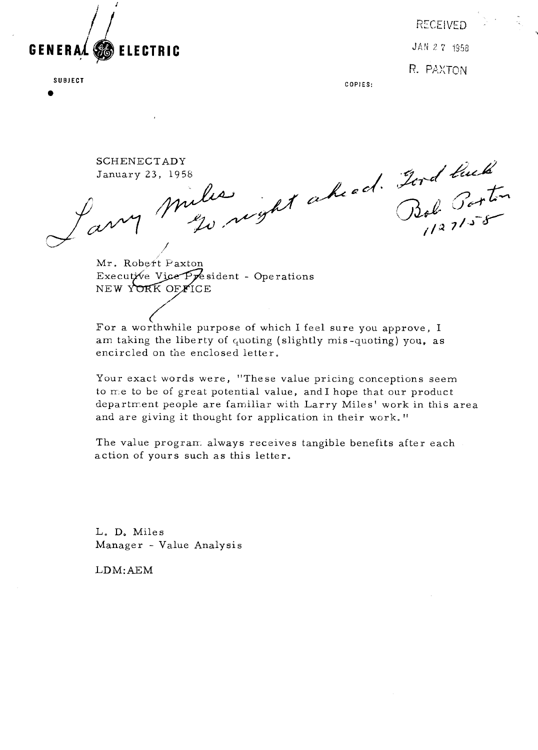GENERAL ELECTRIC

RECEIVED

JAN 27 1958

R. PAXTON

SUBJECT

COPIES:

SCHENECTADY
January 23, 1958

Larry Miles
Go right ahead. Good luck
Bob Paxton
1/27/58

Mr. Robert Paxton
Executive Vice President - Operations
NEW YORK OFFICE

For a worthwhile purpose of which I feel sure you approve, I am taking the liberty of quoting (slightly mis-quoting) you, as encircled on the enclosed letter.

Your exact words were, "These value pricing conceptions seem to me to be of great potential value, and I hope that our product department people are familiar with Larry Miles' work in this area and are giving it thought for application in their work."

The value program always receives tangible benefits after each action of yours such as this letter.

L. D. Miles
Manager - Value Analysis

LDM:AEM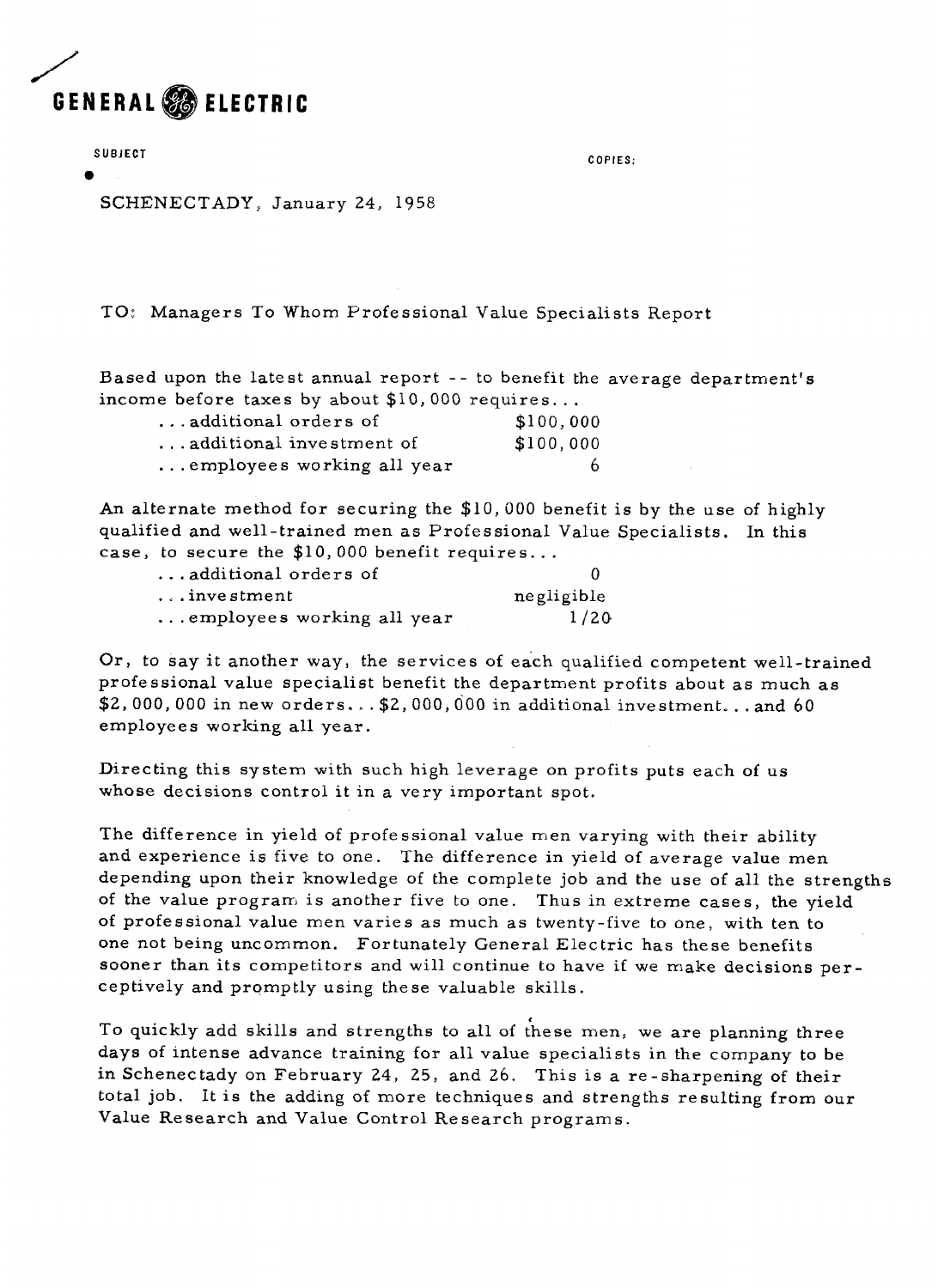GENERAL ELECTRIC

SUBJECT

COPIES:

SCHENECTADY, January 24, 1958

TO: Managers To Whom Professional Value Specialists Report

Based upon the latest annual report -- to benefit the average department's income before taxes by about $10,000 requires...

| | |
|---|---|
| ...additional orders of | $100,000 |
| ...additional investment of | $100,000 |
| ...employees working all year | 6 |

An alternate method for securing the $10,000 benefit is by the use of highly qualified and well-trained men as Professional Value Specialists. In this case, to secure the $10,000 benefit requires...

| | |
|---|---|
| ...additional orders of | 0 |
| ...investment | negligible |
| ...employees working all year | 1/20 |

Or, to say it another way, the services of each qualified competent well-trained professional value specialist benefit the department profits about as much as $2,000,000 in new orders...$2,000,000 in additional investment...and 60 employees working all year.

Directing this system with such high leverage on profits puts each of us whose decisions control it in a very important spot.

The difference in yield of professional value men varying with their ability and experience is five to one. The difference in yield of average value men depending upon their knowledge of the complete job and the use of all the strengths of the value program is another five to one. Thus in extreme cases, the yield of professional value men varies as much as twenty-five to one, with ten to one not being uncommon. Fortunately General Electric has these benefits sooner than its competitors and will continue to have if we make decisions perceptively and promptly using these valuable skills.

To quickly add skills and strengths to all of these men, we are planning three days of intense advance training for all value specialists in the company to be in Schenectady on February 24, 25, and 26. This is a re-sharpening of their total job. It is the adding of more techniques and strengths resulting from our Value Research and Value Control Research programs.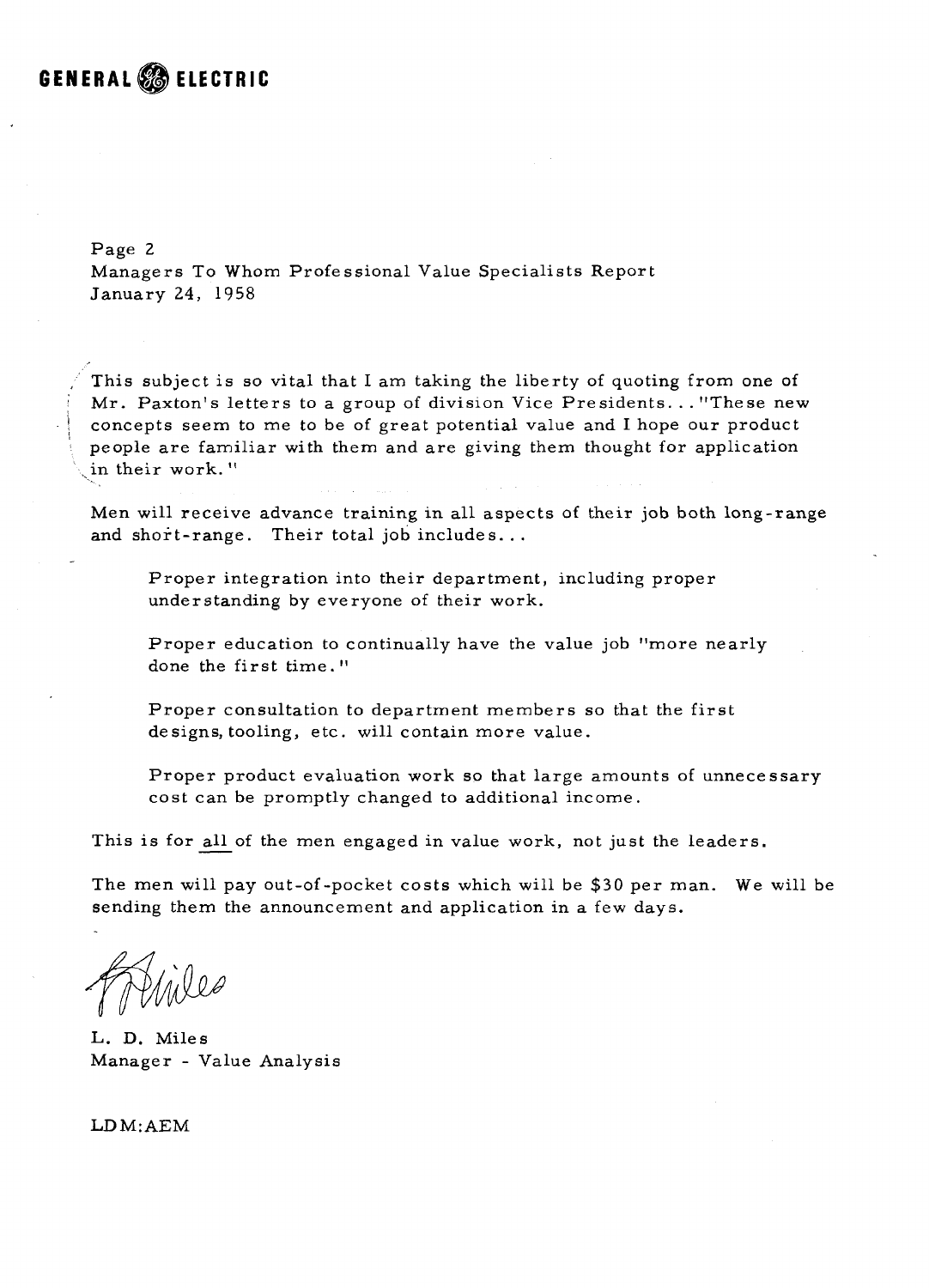**GENERAL ELECTRIC**

Page 2
Managers To Whom Professional Value Specialists Report
January 24, 1958

This subject is so vital that I am taking the liberty of quoting from one of Mr. Paxton's letters to a group of division Vice Presidents... "These new concepts seem to me to be of great potential value and I hope our product people are familiar with them and are giving them thought for application in their work."

Men will receive advance training in all aspects of their job both long-range and short-range. Their total job includes...

> Proper integration into their department, including proper understanding by everyone of their work.
>
> Proper education to continually have the value job "more nearly done the first time."
>
> Proper consultation to department members so that the first designs, tooling, etc. will contain more value.
>
> Proper product evaluation work so that large amounts of unnecessary cost can be promptly changed to additional income.

This is for <u>all</u> of the men engaged in value work, not just the leaders.

The men will pay out-of-pocket costs which will be $30 per man. We will be sending them the announcement and application in a few days.

L. D. Miles
Manager - Value Analysis

LDM:AEM